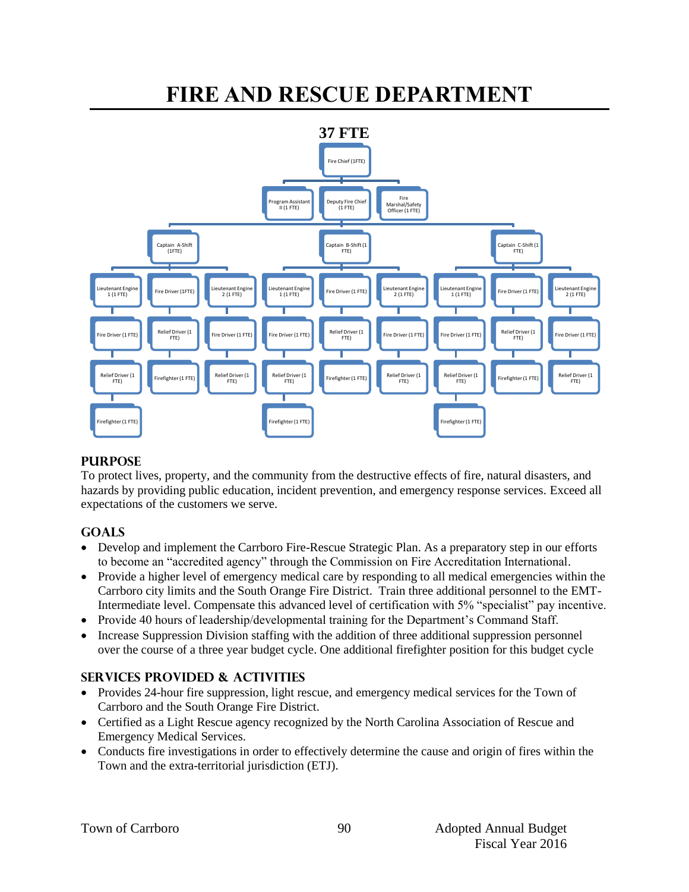# FIRE AND RESCUE DEPARTMENT

**37 FTE**

- Fire Chief (1FTE)
  - Program Assistant II (1 FTE)
  - Deputy Fire Chief (1 FTE)
  - Fire Marshal/Safety Officer (1 FTE)
  - Captain A-Shift (1FTE)
    - Lieutenant Engine 1 (1 FTE)
      - Fire Driver (1 FTE)
        - Relief Driver (1 FTE)
          - Firefighter (1 FTE)
    - Fire Driver (1FTE)
      - Relief Driver (1 FTE)
        - Firefighter (1 FTE)
    - Lieutenant Engine 2 (1 FTE)
      - Fire Driver (1 FTE)
        - Relief Driver (1 FTE)
  - Captain B-Shift (1 FTE)
    - Lieutenant Engine 1 (1 FTE)
      - Fire Driver (1 FTE)
        - Relief Driver (1 FTE)
          - Firefighter (1 FTE)
    - Fire Driver (1 FTE)
      - Relief Driver (1 FTE)
        - Firefighter (1 FTE)
    - Lieutenant Engine 2 (1 FTE)
      - Fire Driver (1 FTE)
        - Relief Driver (1 FTE)
  - Captain C-Shift (1 FTE)
    - Lieutenant Engine 1 (1 FTE)
      - Fire Driver (1 FTE)
        - Relief Driver (1 FTE)
          - Firefighter (1 FTE)
    - Fire Driver (1 FTE)
      - Relief Driver (1 FTE)
        - Firefighter (1 FTE)
    - Lieutenant Engine 2 (1 FTE)
      - Fire Driver (1 FTE)
        - Relief Driver (1 FTE)

## PURPOSE

To protect lives, property, and the community from the destructive effects of fire, natural disasters, and hazards by providing public education, incident prevention, and emergency response services. Exceed all expectations of the customers we serve.

## GOALS

- Develop and implement the Carrboro Fire-Rescue Strategic Plan. As a preparatory step in our efforts to become an "accredited agency" through the Commission on Fire Accreditation International.
- Provide a higher level of emergency medical care by responding to all medical emergencies within the Carrboro city limits and the South Orange Fire District. Train three additional personnel to the EMT-Intermediate level. Compensate this advanced level of certification with 5% "specialist" pay incentive.
- Provide 40 hours of leadership/developmental training for the Department's Command Staff.
- Increase Suppression Division staffing with the addition of three additional suppression personnel over the course of a three year budget cycle. One additional firefighter position for this budget cycle

## SERVICES PROVIDED & ACTIVITIES

- Provides 24-hour fire suppression, light rescue, and emergency medical services for the Town of Carrboro and the South Orange Fire District.
- Certified as a Light Rescue agency recognized by the North Carolina Association of Rescue and Emergency Medical Services.
- Conducts fire investigations in order to effectively determine the cause and origin of fires within the Town and the extra-territorial jurisdiction (ETJ).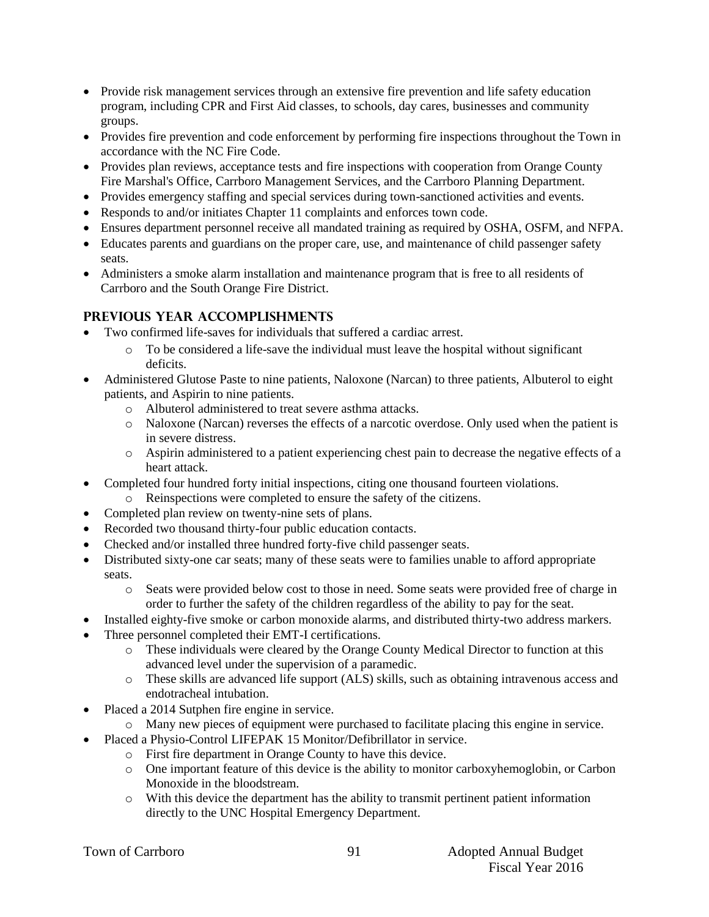- Provide risk management services through an extensive fire prevention and life safety education program, including CPR and First Aid classes, to schools, day cares, businesses and community groups.
- Provides fire prevention and code enforcement by performing fire inspections throughout the Town in accordance with the NC Fire Code.
- Provides plan reviews, acceptance tests and fire inspections with cooperation from Orange County Fire Marshal's Office, Carrboro Management Services, and the Carrboro Planning Department.
- Provides emergency staffing and special services during town-sanctioned activities and events.
- Responds to and/or initiates Chapter 11 complaints and enforces town code.
- Ensures department personnel receive all mandated training as required by OSHA, OSFM, and NFPA.
- Educates parents and guardians on the proper care, use, and maintenance of child passenger safety seats.
- Administers a smoke alarm installation and maintenance program that is free to all residents of Carrboro and the South Orange Fire District.

## Previous Year Accomplishments

- Two confirmed life-saves for individuals that suffered a cardiac arrest.
  - To be considered a life-save the individual must leave the hospital without significant deficits.
- Administered Glutose Paste to nine patients, Naloxone (Narcan) to three patients, Albuterol to eight patients, and Aspirin to nine patients.
  - Albuterol administered to treat severe asthma attacks.
  - Naloxone (Narcan) reverses the effects of a narcotic overdose. Only used when the patient is in severe distress.
  - Aspirin administered to a patient experiencing chest pain to decrease the negative effects of a heart attack.
- Completed four hundred forty initial inspections, citing one thousand fourteen violations.
  - Reinspections were completed to ensure the safety of the citizens.
- Completed plan review on twenty-nine sets of plans.
- Recorded two thousand thirty-four public education contacts.
- Checked and/or installed three hundred forty-five child passenger seats.
- Distributed sixty-one car seats; many of these seats were to families unable to afford appropriate seats.
  - Seats were provided below cost to those in need. Some seats were provided free of charge in order to further the safety of the children regardless of the ability to pay for the seat.
- Installed eighty-five smoke or carbon monoxide alarms, and distributed thirty-two address markers.
- Three personnel completed their EMT-I certifications.
  - These individuals were cleared by the Orange County Medical Director to function at this advanced level under the supervision of a paramedic.
  - These skills are advanced life support (ALS) skills, such as obtaining intravenous access and endotracheal intubation.
- Placed a 2014 Sutphen fire engine in service.
  - Many new pieces of equipment were purchased to facilitate placing this engine in service.
- Placed a Physio-Control LIFEPAK 15 Monitor/Defibrillator in service.
  - First fire department in Orange County to have this device.
  - One important feature of this device is the ability to monitor carboxyhemoglobin, or Carbon Monoxide in the bloodstream.
  - With this device the department has the ability to transmit pertinent patient information directly to the UNC Hospital Emergency Department.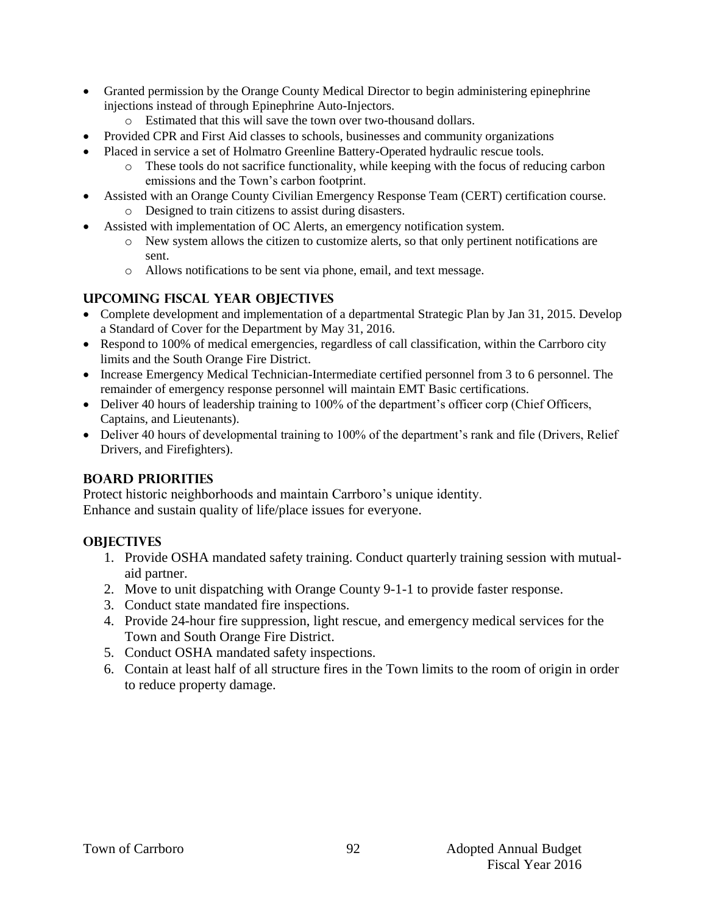- Granted permission by the Orange County Medical Director to begin administering epinephrine injections instead of through Epinephrine Auto-Injectors.
  - Estimated that this will save the town over two-thousand dollars.
- Provided CPR and First Aid classes to schools, businesses and community organizations
- Placed in service a set of Holmatro Greenline Battery-Operated hydraulic rescue tools.
  - These tools do not sacrifice functionality, while keeping with the focus of reducing carbon emissions and the Town's carbon footprint.
- Assisted with an Orange County Civilian Emergency Response Team (CERT) certification course.
  - Designed to train citizens to assist during disasters.
- Assisted with implementation of OC Alerts, an emergency notification system.
  - New system allows the citizen to customize alerts, so that only pertinent notifications are sent.
  - Allows notifications to be sent via phone, email, and text message.

## UPCOMING FISCAL YEAR OBJECTIVES

- Complete development and implementation of a departmental Strategic Plan by Jan 31, 2015. Develop a Standard of Cover for the Department by May 31, 2016.
- Respond to 100% of medical emergencies, regardless of call classification, within the Carrboro city limits and the South Orange Fire District.
- Increase Emergency Medical Technician-Intermediate certified personnel from 3 to 6 personnel. The remainder of emergency response personnel will maintain EMT Basic certifications.
- Deliver 40 hours of leadership training to 100% of the department's officer corp (Chief Officers, Captains, and Lieutenants).
- Deliver 40 hours of developmental training to 100% of the department's rank and file (Drivers, Relief Drivers, and Firefighters).

## BOARD PRIORITIES

Protect historic neighborhoods and maintain Carrboro's unique identity.
Enhance and sustain quality of life/place issues for everyone.

## OBJECTIVES

1. Provide OSHA mandated safety training. Conduct quarterly training session with mutual-aid partner.
2. Move to unit dispatching with Orange County 9-1-1 to provide faster response.
3. Conduct state mandated fire inspections.
4. Provide 24-hour fire suppression, light rescue, and emergency medical services for the Town and South Orange Fire District.
5. Conduct OSHA mandated safety inspections.
6. Contain at least half of all structure fires in the Town limits to the room of origin in order to reduce property damage.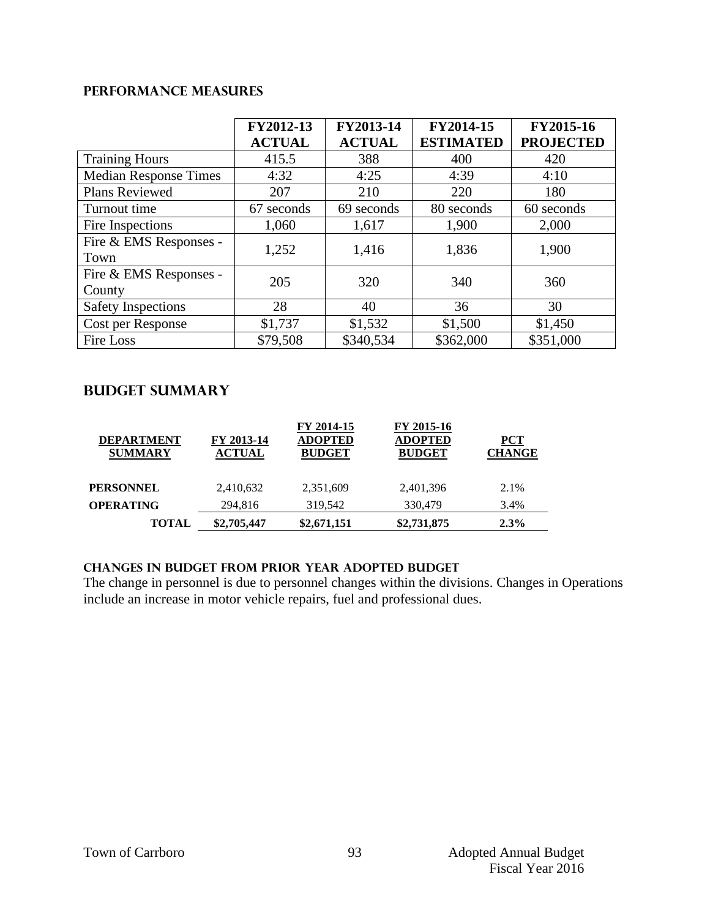## PERFORMANCE MEASURES

| | FY2012-13 ACTUAL | FY2013-14 ACTUAL | FY2014-15 ESTIMATED | FY2015-16 PROJECTED |
|---|---|---|---|---|
| Training Hours | 415.5 | 388 | 400 | 420 |
| Median Response Times | 4:32 | 4:25 | 4:39 | 4:10 |
| Plans Reviewed | 207 | 210 | 220 | 180 |
| Turnout time | 67 seconds | 69 seconds | 80 seconds | 60 seconds |
| Fire Inspections | 1,060 | 1,617 | 1,900 | 2,000 |
| Fire & EMS Responses - Town | 1,252 | 1,416 | 1,836 | 1,900 |
| Fire & EMS Responses - County | 205 | 320 | 340 | 360 |
| Safety Inspections | 28 | 40 | 36 | 30 |
| Cost per Response | $1,737 | $1,532 | $1,500 | $1,450 |
| Fire Loss | $79,508 | $340,534 | $362,000 | $351,000 |

## BUDGET SUMMARY

| DEPARTMENT SUMMARY | FY 2013-14 ACTUAL | FY 2014-15 ADOPTED BUDGET | FY 2015-16 ADOPTED BUDGET | PCT CHANGE |
|---|---|---|---|---|
| **PERSONNEL** | 2,410,632 | 2,351,609 | 2,401,396 | 2.1% |
| **OPERATING** | 294,816 | 319,542 | 330,479 | 3.4% |
| **TOTAL** | **$2,705,447** | **$2,671,151** | **$2,731,875** | **2.3%** |

### CHANGES IN BUDGET FROM PRIOR YEAR ADOPTED BUDGET

The change in personnel is due to personnel changes within the divisions. Changes in Operations include an increase in motor vehicle repairs, fuel and professional dues.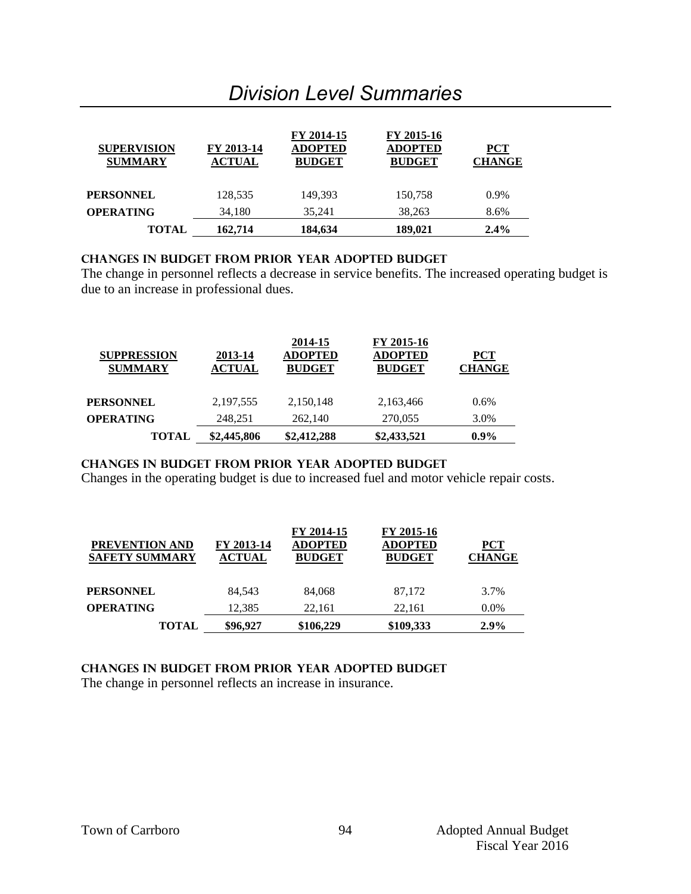# Division Level Summaries

| SUPERVISION SUMMARY | FY 2013-14 ACTUAL | FY 2014-15 ADOPTED BUDGET | FY 2015-16 ADOPTED BUDGET | PCT CHANGE |
|---|---|---|---|---|
| **PERSONNEL** | 128,535 | 149,393 | 150,758 | 0.9% |
| **OPERATING** | 34,180 | 35,241 | 38,263 | 8.6% |
| **TOTAL** | **162,714** | **184,634** | **189,021** | **2.4%** |

**CHANGES IN BUDGET FROM PRIOR YEAR ADOPTED BUDGET**

The change in personnel reflects a decrease in service benefits. The increased operating budget is due to an increase in professional dues.

| SUPPRESSION SUMMARY | 2013-14 ACTUAL | 2014-15 ADOPTED BUDGET | FY 2015-16 ADOPTED BUDGET | PCT CHANGE |
|---|---|---|---|---|
| **PERSONNEL** | 2,197,555 | 2,150,148 | 2,163,466 | 0.6% |
| **OPERATING** | 248,251 | 262,140 | 270,055 | 3.0% |
| **TOTAL** | **$2,445,806** | **$2,412,288** | **$2,433,521** | **0.9%** |

**CHANGES IN BUDGET FROM PRIOR YEAR ADOPTED BUDGET**

Changes in the operating budget is due to increased fuel and motor vehicle repair costs.

| PREVENTION AND SAFETY SUMMARY | FY 2013-14 ACTUAL | FY 2014-15 ADOPTED BUDGET | FY 2015-16 ADOPTED BUDGET | PCT CHANGE |
|---|---|---|---|---|
| **PERSONNEL** | 84,543 | 84,068 | 87,172 | 3.7% |
| **OPERATING** | 12,385 | 22,161 | 22,161 | 0.0% |
| **TOTAL** | **$96,927** | **$106,229** | **$109,333** | **2.9%** |

**CHANGES IN BUDGET FROM PRIOR YEAR ADOPTED BUDGET**

The change in personnel reflects an increase in insurance.